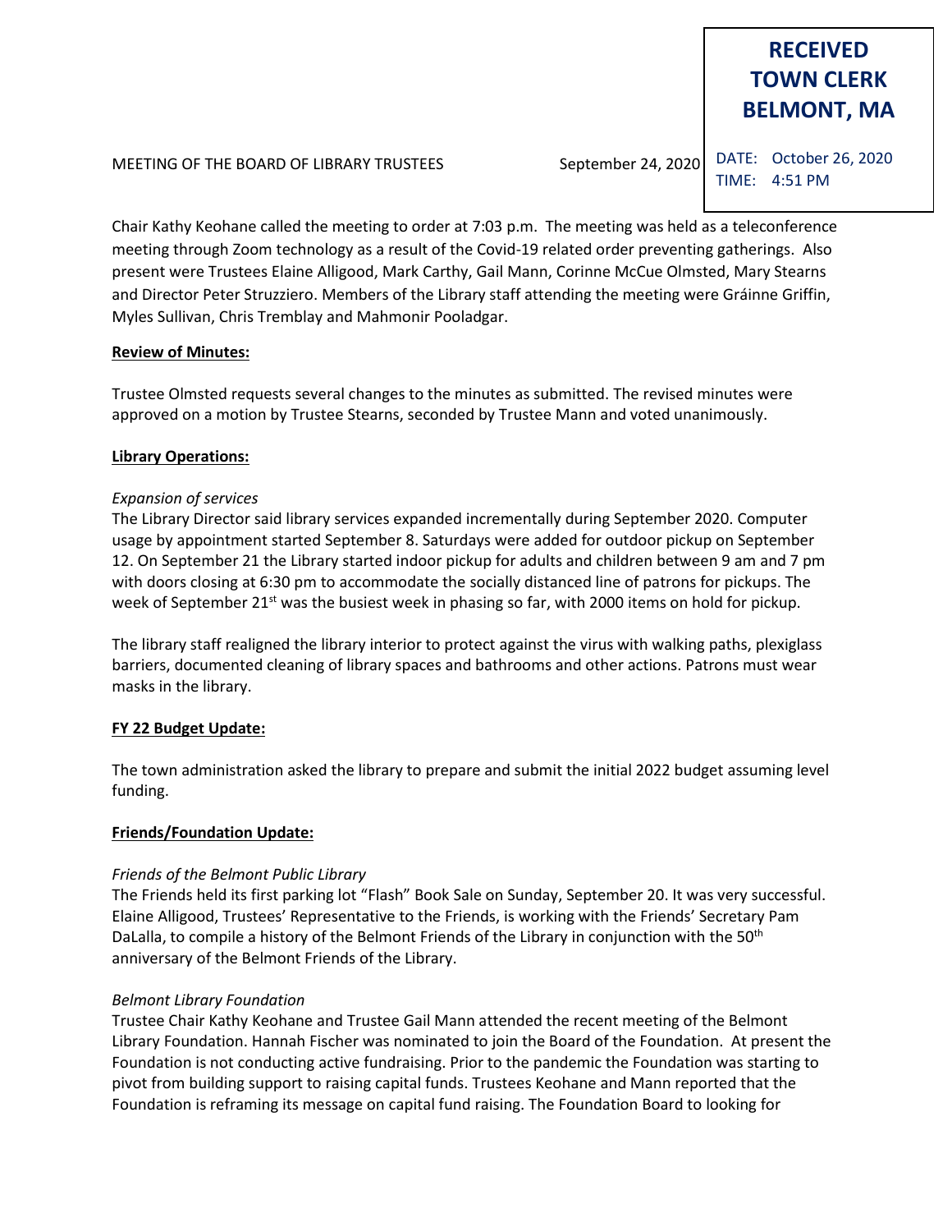**RECEIVED TOWN CLERK BELMONT, MA**

DATE: October 26, 2020
TIME: 4:51 PM

MEETING OF THE BOARD OF LIBRARY TRUSTEES September 24, 2020

Chair Kathy Keohane called the meeting to order at 7:03 p.m. The meeting was held as a teleconference meeting through Zoom technology as a result of the Covid-19 related order preventing gatherings. Also present were Trustees Elaine Alligood, Mark Carthy, Gail Mann, Corinne McCue Olmsted, Mary Stearns and Director Peter Struzziero. Members of the Library staff attending the meeting were Gráinne Griffin, Myles Sullivan, Chris Tremblay and Mahmonir Pooladgar.

**Review of Minutes:**

Trustee Olmsted requests several changes to the minutes as submitted. The revised minutes were approved on a motion by Trustee Stearns, seconded by Trustee Mann and voted unanimously.

**Library Operations:**

*Expansion of services*
The Library Director said library services expanded incrementally during September 2020. Computer usage by appointment started September 8. Saturdays were added for outdoor pickup on September 12. On September 21 the Library started indoor pickup for adults and children between 9 am and 7 pm with doors closing at 6:30 pm to accommodate the socially distanced line of patrons for pickups. The week of September 21st was the busiest week in phasing so far, with 2000 items on hold for pickup.

The library staff realigned the library interior to protect against the virus with walking paths, plexiglass barriers, documented cleaning of library spaces and bathrooms and other actions. Patrons must wear masks in the library.

**FY 22 Budget Update:**

The town administration asked the library to prepare and submit the initial 2022 budget assuming level funding.

**Friends/Foundation Update:**

*Friends of the Belmont Public Library*
The Friends held its first parking lot "Flash" Book Sale on Sunday, September 20. It was very successful. Elaine Alligood, Trustees' Representative to the Friends, is working with the Friends' Secretary Pam DaLalla, to compile a history of the Belmont Friends of the Library in conjunction with the 50th anniversary of the Belmont Friends of the Library.

*Belmont Library Foundation*
Trustee Chair Kathy Keohane and Trustee Gail Mann attended the recent meeting of the Belmont Library Foundation. Hannah Fischer was nominated to join the Board of the Foundation. At present the Foundation is not conducting active fundraising. Prior to the pandemic the Foundation was starting to pivot from building support to raising capital funds. Trustees Keohane and Mann reported that the Foundation is reframing its message on capital fund raising. The Foundation Board to looking for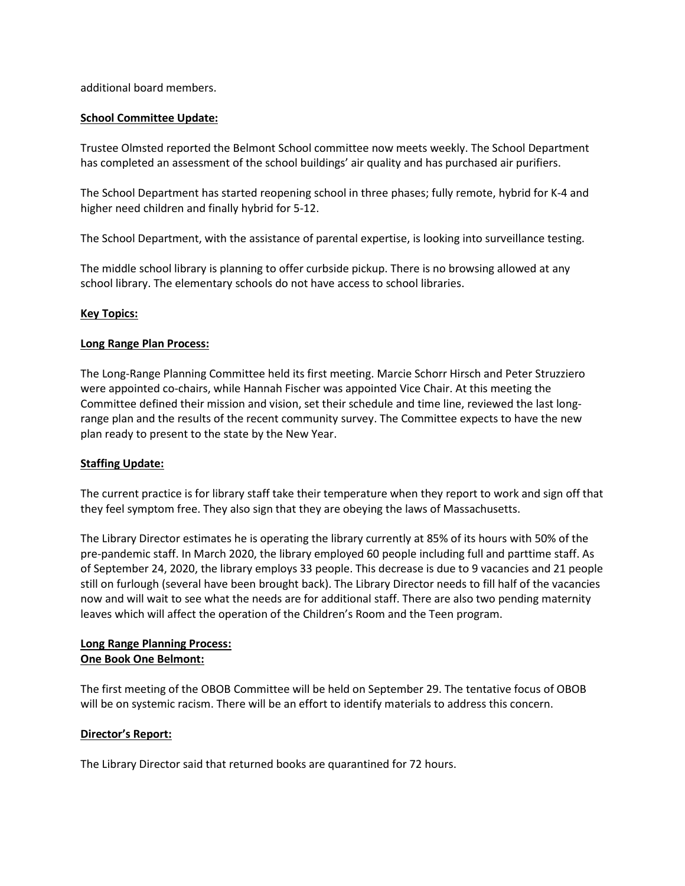additional board members.

**School Committee Update:**

Trustee Olmsted reported the Belmont School committee now meets weekly. The School Department has completed an assessment of the school buildings' air quality and has purchased air purifiers.

The School Department has started reopening school in three phases; fully remote, hybrid for K-4 and higher need children and finally hybrid for 5-12.

The School Department, with the assistance of parental expertise, is looking into surveillance testing.

The middle school library is planning to offer curbside pickup. There is no browsing allowed at any school library. The elementary schools do not have access to school libraries.

**Key Topics:**

**Long Range Plan Process:**

The Long-Range Planning Committee held its first meeting. Marcie Schorr Hirsch and Peter Struzziero were appointed co-chairs, while Hannah Fischer was appointed Vice Chair. At this meeting the Committee defined their mission and vision, set their schedule and time line, reviewed the last long-range plan and the results of the recent community survey. The Committee expects to have the new plan ready to present to the state by the New Year.

**Staffing Update:**

The current practice is for library staff take their temperature when they report to work and sign off that they feel symptom free. They also sign that they are obeying the laws of Massachusetts.

The Library Director estimates he is operating the library currently at 85% of its hours with 50% of the pre-pandemic staff. In March 2020, the library employed 60 people including full and parttime staff. As of September 24, 2020, the library employs 33 people. This decrease is due to 9 vacancies and 21 people still on furlough (several have been brought back). The Library Director needs to fill half of the vacancies now and will wait to see what the needs are for additional staff. There are also two pending maternity leaves which will affect the operation of the Children's Room and the Teen program.

**Long Range Planning Process:**
**One Book One Belmont:**

The first meeting of the OBOB Committee will be held on September 29. The tentative focus of OBOB will be on systemic racism. There will be an effort to identify materials to address this concern.

**Director's Report:**

The Library Director said that returned books are quarantined for 72 hours.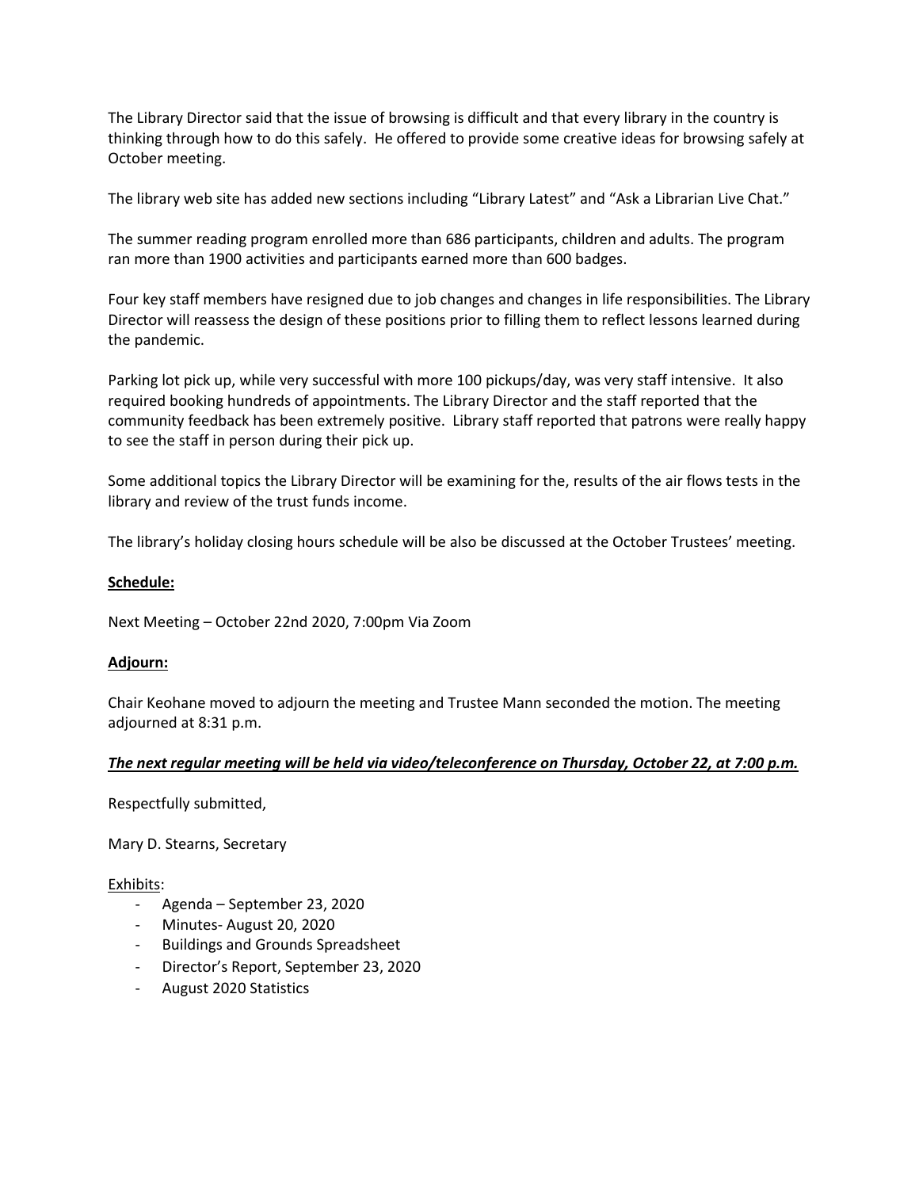The Library Director said that the issue of browsing is difficult and that every library in the country is thinking through how to do this safely. He offered to provide some creative ideas for browsing safely at October meeting.

The library web site has added new sections including "Library Latest" and "Ask a Librarian Live Chat."

The summer reading program enrolled more than 686 participants, children and adults. The program ran more than 1900 activities and participants earned more than 600 badges.

Four key staff members have resigned due to job changes and changes in life responsibilities. The Library Director will reassess the design of these positions prior to filling them to reflect lessons learned during the pandemic.

Parking lot pick up, while very successful with more 100 pickups/day, was very staff intensive. It also required booking hundreds of appointments. The Library Director and the staff reported that the community feedback has been extremely positive. Library staff reported that patrons were really happy to see the staff in person during their pick up.

Some additional topics the Library Director will be examining for the, results of the air flows tests in the library and review of the trust funds income.

The library's holiday closing hours schedule will be also be discussed at the October Trustees' meeting.

**Schedule:**

Next Meeting – October 22nd 2020, 7:00pm Via Zoom

**Adjourn:**

Chair Keohane moved to adjourn the meeting and Trustee Mann seconded the motion. The meeting adjourned at 8:31 p.m.

***The next regular meeting will be held via video/teleconference on Thursday, October 22, at 7:00 p.m.***

Respectfully submitted,

Mary D. Stearns, Secretary

Exhibits:

- Agenda – September 23, 2020
- Minutes- August 20, 2020
- Buildings and Grounds Spreadsheet
- Director's Report, September 23, 2020
- August 2020 Statistics